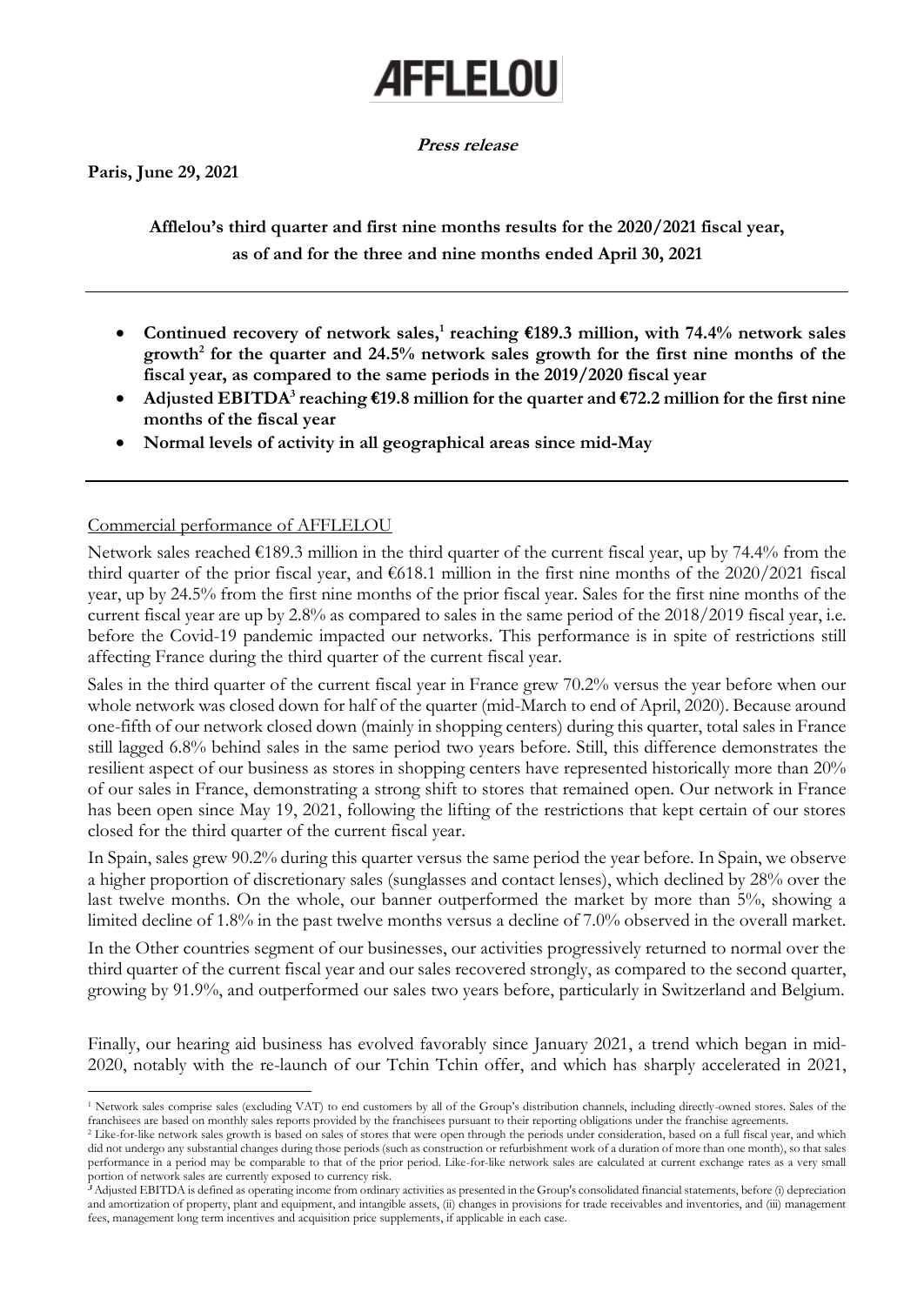# AFFLELOU

**Press release**

**Paris, June 29, 2021**

## Afflelou's third quarter and first nine months results for the 2020/2021 fiscal year, as of and for the three and nine months ended April 30, 2021

- **Continued recovery of network sales,[1] reaching €189.3 million, with 74.4% network sales growth[2] for the quarter and 24.5% network sales growth for the first nine months of the fiscal year, as compared to the same periods in the 2019/2020 fiscal year**
- **Adjusted EBITDA[3] reaching €19.8 million for the quarter and €72.2 million for the first nine months of the fiscal year**
- **Normal levels of activity in all geographical areas since mid-May**

### Commercial performance of AFFLELOU

Network sales reached €189.3 million in the third quarter of the current fiscal year, up by 74.4% from the third quarter of the prior fiscal year, and €618.1 million in the first nine months of the 2020/2021 fiscal year, up by 24.5% from the first nine months of the prior fiscal year. Sales for the first nine months of the current fiscal year are up by 2.8% as compared to sales in the same period of the 2018/2019 fiscal year, i.e. before the Covid-19 pandemic impacted our networks. This performance is in spite of restrictions still affecting France during the third quarter of the current fiscal year.

Sales in the third quarter of the current fiscal year in France grew 70.2% versus the year before when our whole network was closed down for half of the quarter (mid-March to end of April, 2020). Because around one-fifth of our network closed down (mainly in shopping centers) during this quarter, total sales in France still lagged 6.8% behind sales in the same period two years before. Still, this difference demonstrates the resilient aspect of our business as stores in shopping centers have represented historically more than 20% of our sales in France, demonstrating a strong shift to stores that remained open. Our network in France has been open since May 19, 2021, following the lifting of the restrictions that kept certain of our stores closed for the third quarter of the current fiscal year.

In Spain, sales grew 90.2% during this quarter versus the same period the year before. In Spain, we observe a higher proportion of discretionary sales (sunglasses and contact lenses), which declined by 28% over the last twelve months. On the whole, our banner outperformed the market by more than 5%, showing a limited decline of 1.8% in the past twelve months versus a decline of 7.0% observed in the overall market.

In the Other countries segment of our businesses, our activities progressively returned to normal over the third quarter of the current fiscal year and our sales recovered strongly, as compared to the second quarter, growing by 91.9%, and outperformed our sales two years before, particularly in Switzerland and Belgium.

Finally, our hearing aid business has evolved favorably since January 2021, a trend which began in mid-2020, notably with the re-launch of our Tchin Tchin offer, and which has sharply accelerated in 2021,

---

[1] Network sales comprise sales (excluding VAT) to end customers by all of the Group's distribution channels, including directly-owned stores. Sales of the franchisees are based on monthly sales reports provided by the franchisees pursuant to their reporting obligations under the franchise agreements.

[2] Like-for-like network sales growth is based on sales of stores that were open through the periods under consideration, based on a full fiscal year, and which did not undergo any substantial changes during those periods (such as construction or refurbishment work of a duration of more than one month), so that sales performance in a period may be comparable to that of the prior period. Like-for-like network sales are calculated at current exchange rates as a very small portion of network sales are currently exposed to currency risk.

[3] Adjusted EBITDA is defined as operating income from ordinary activities as presented in the Group's consolidated financial statements, before (i) depreciation and amortization of property, plant and equipment, and intangible assets, (ii) changes in provisions for trade receivables and inventories, and (iii) management fees, management long term incentives and acquisition price supplements, if applicable in each case.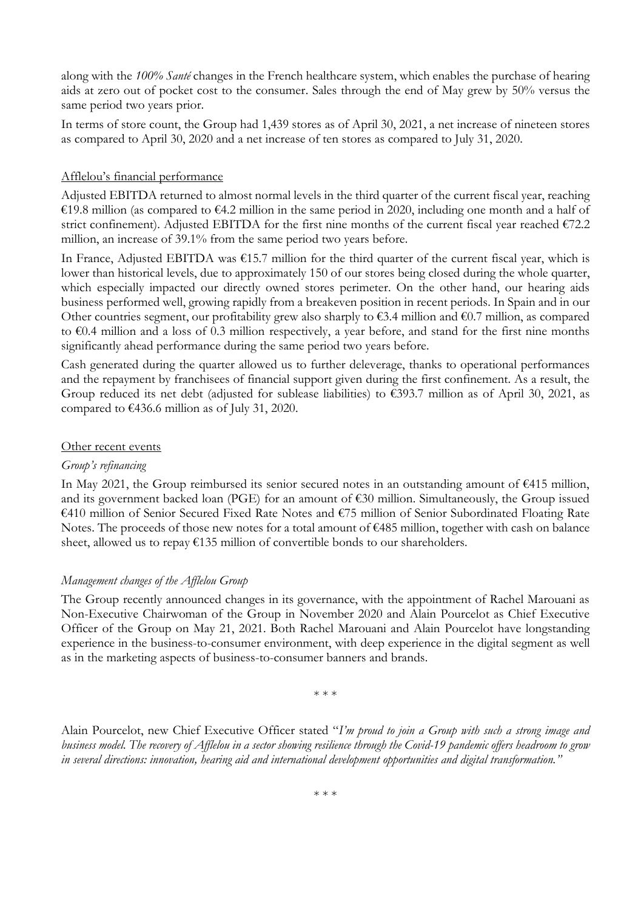along with the *100% Santé* changes in the French healthcare system, which enables the purchase of hearing aids at zero out of pocket cost to the consumer. Sales through the end of May grew by 50% versus the same period two years prior.

In terms of store count, the Group had 1,439 stores as of April 30, 2021, a net increase of nineteen stores as compared to April 30, 2020 and a net increase of ten stores as compared to July 31, 2020.

## Afflelou's financial performance

Adjusted EBITDA returned to almost normal levels in the third quarter of the current fiscal year, reaching €19.8 million (as compared to €4.2 million in the same period in 2020, including one month and a half of strict confinement). Adjusted EBITDA for the first nine months of the current fiscal year reached €72.2 million, an increase of 39.1% from the same period two years before.

In France, Adjusted EBITDA was €15.7 million for the third quarter of the current fiscal year, which is lower than historical levels, due to approximately 150 of our stores being closed during the whole quarter, which especially impacted our directly owned stores perimeter. On the other hand, our hearing aids business performed well, growing rapidly from a breakeven position in recent periods. In Spain and in our Other countries segment, our profitability grew also sharply to €3.4 million and €0.7 million, as compared to €0.4 million and a loss of 0.3 million respectively, a year before, and stand for the first nine months significantly ahead performance during the same period two years before.

Cash generated during the quarter allowed us to further deleverage, thanks to operational performances and the repayment by franchisees of financial support given during the first confinement. As a result, the Group reduced its net debt (adjusted for sublease liabilities) to €393.7 million as of April 30, 2021, as compared to €436.6 million as of July 31, 2020.

## Other recent events

### *Group's refinancing*

In May 2021, the Group reimbursed its senior secured notes in an outstanding amount of €415 million, and its government backed loan (PGE) for an amount of €30 million. Simultaneously, the Group issued €410 million of Senior Secured Fixed Rate Notes and €75 million of Senior Subordinated Floating Rate Notes. The proceeds of those new notes for a total amount of €485 million, together with cash on balance sheet, allowed us to repay €135 million of convertible bonds to our shareholders.

### *Management changes of the Afflelou Group*

The Group recently announced changes in its governance, with the appointment of Rachel Marouani as Non-Executive Chairwoman of the Group in November 2020 and Alain Pourcelot as Chief Executive Officer of the Group on May 21, 2021. Both Rachel Marouani and Alain Pourcelot have longstanding experience in the business-to-consumer environment, with deep experience in the digital segment as well as in the marketing aspects of business-to-consumer banners and brands.

\* \* \*

Alain Pourcelot, new Chief Executive Officer stated "*I'm proud to join a Group with such a strong image and business model. The recovery of Afflelou in a sector showing resilience through the Covid-19 pandemic offers headroom to grow in several directions: innovation, hearing aid and international development opportunities and digital transformation.*"

\* \* \*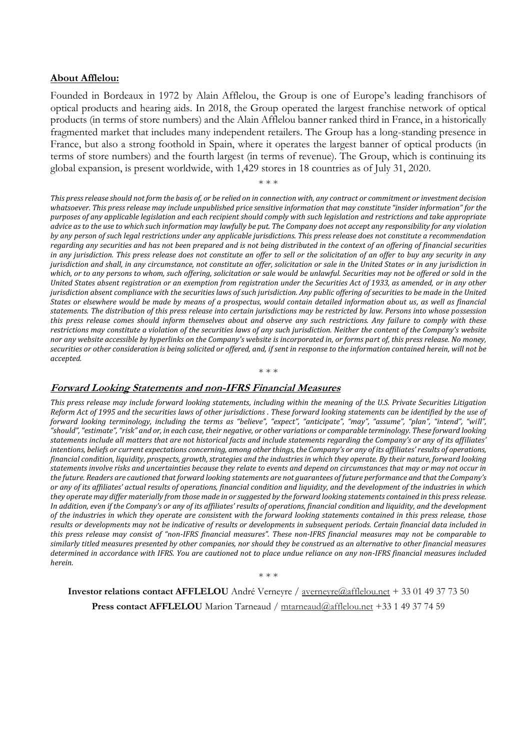**About Afflelou:**

Founded in Bordeaux in 1972 by Alain Afflelou, the Group is one of Europe's leading franchisors of optical products and hearing aids. In 2018, the Group operated the largest franchise network of optical products (in terms of store numbers) and the Alain Afflelou banner ranked third in France, in a historically fragmented market that includes many independent retailers. The Group has a long-standing presence in France, but also a strong foothold in Spain, where it operates the largest banner of optical products (in terms of store numbers) and the fourth largest (in terms of revenue). The Group, which is continuing its global expansion, is present worldwide, with 1,429 stores in 18 countries as of July 31, 2020.

\* \* \*

*This press release should not form the basis of, or be relied on in connection with, any contract or commitment or investment decision whatsoever. This press release may include unpublished price sensitive information that may constitute "insider information" for the purposes of any applicable legislation and each recipient should comply with such legislation and restrictions and take appropriate advice as to the use to which such information may lawfully be put. The Company does not accept any responsibility for any violation by any person of such legal restrictions under any applicable jurisdictions. This press release does not constitute a recommendation regarding any securities and has not been prepared and is not being distributed in the context of an offering of financial securities in any jurisdiction. This press release does not constitute an offer to sell or the solicitation of an offer to buy any security in any jurisdiction and shall, in any circumstance, not constitute an offer, solicitation or sale in the United States or in any jurisdiction in which, or to any persons to whom, such offering, solicitation or sale would be unlawful. Securities may not be offered or sold in the United States absent registration or an exemption from registration under the Securities Act of 1933, as amended, or in any other jurisdiction absent compliance with the securities laws of such jurisdiction. Any public offering of securities to be made in the United States or elsewhere would be made by means of a prospectus, would contain detailed information about us, as well as financial statements. The distribution of this press release into certain jurisdictions may be restricted by law. Persons into whose possession this press release comes should inform themselves about and observe any such restrictions. Any failure to comply with these restrictions may constitute a violation of the securities laws of any such jurisdiction. Neither the content of the Company's website nor any website accessible by hyperlinks on the Company's website is incorporated in, or forms part of, this press release. No money, securities or other consideration is being solicited or offered, and, if sent in response to the information contained herein, will not be accepted.*

\* \* \*

**Forward Looking Statements and non-IFRS Financial Measures**

*This press release may include forward looking statements, including within the meaning of the U.S. Private Securities Litigation Reform Act of 1995 and the securities laws of other jurisdictions . These forward looking statements can be identified by the use of forward looking terminology, including the terms as "believe", "expect", "anticipate", "may", "assume", "plan", "intend", "will", "should", "estimate", "risk" and or, in each case, their negative, or other variations or comparable terminology. These forward looking statements include all matters that are not historical facts and include statements regarding the Company's or any of its affiliates' intentions, beliefs or current expectations concerning, among other things, the Company's or any of its affiliates' results of operations, financial condition, liquidity, prospects, growth, strategies and the industries in which they operate. By their nature, forward looking statements involve risks and uncertainties because they relate to events and depend on circumstances that may or may not occur in the future. Readers are cautioned that forward looking statements are not guarantees of future performance and that the Company's or any of its affiliates' actual results of operations, financial condition and liquidity, and the development of the industries in which they operate may differ materially from those made in or suggested by the forward looking statements contained in this press release. In addition, even if the Company's or any of its affiliates' results of operations, financial condition and liquidity, and the development of the industries in which they operate are consistent with the forward looking statements contained in this press release, those results or developments may not be indicative of results or developments in subsequent periods. Certain financial data included in this press release may consist of "non-IFRS financial measures". These non-IFRS financial measures may not be comparable to similarly titled measures presented by other companies, nor should they be construed as an alternative to other financial measures determined in accordance with IFRS. You are cautioned not to place undue reliance on any non-IFRS financial measures included herein.*

\* \* \*

**Investor relations contact AFFLELOU** André Verneyre / averneyre@afflelou.net + 33 01 49 37 73 50

**Press contact AFFLELOU** Marion Tarneaud / mtarneaud@afflelou.net +33 1 49 37 74 59